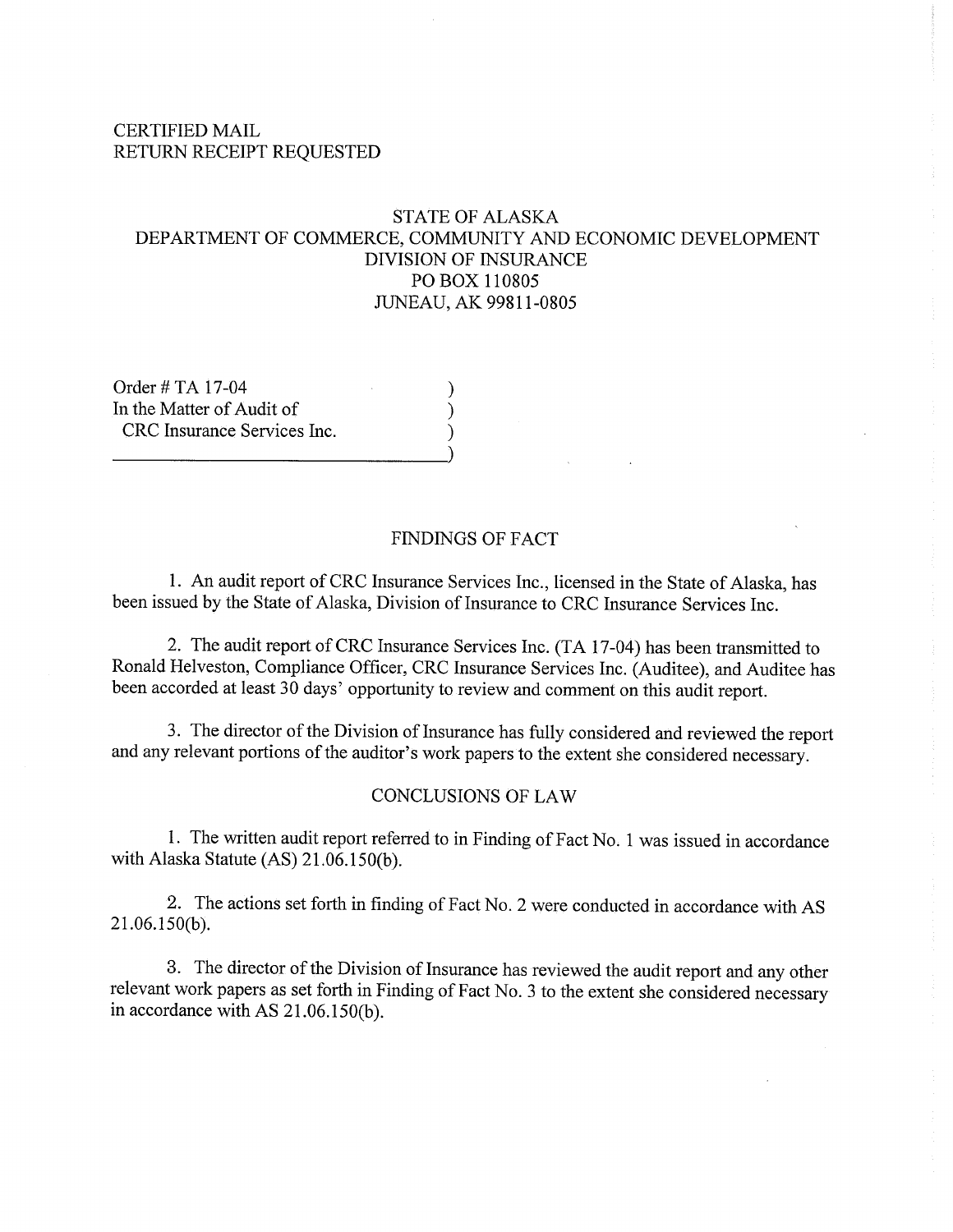CERTIFIED MAIL
RETURN RECEIPT REQUESTED

STATE OF ALASKA
DEPARTMENT OF COMMERCE, COMMUNITY AND ECONOMIC DEVELOPMENT
DIVISION OF INSURANCE
PO BOX 110805
JUNEAU, AK 99811-0805

Order # TA 17-04 )
In the Matter of Audit of )
CRC Insurance Services Inc. )

## FINDINGS OF FACT

1. An audit report of CRC Insurance Services Inc., licensed in the State of Alaska, has been issued by the State of Alaska, Division of Insurance to CRC Insurance Services Inc.

2. The audit report of CRC Insurance Services Inc. (TA 17-04) has been transmitted to Ronald Helveston, Compliance Officer, CRC Insurance Services Inc. (Auditee), and Auditee has been accorded at least 30 days' opportunity to review and comment on this audit report.

3. The director of the Division of Insurance has fully considered and reviewed the report and any relevant portions of the auditor's work papers to the extent she considered necessary.

## CONCLUSIONS OF LAW

1. The written audit report referred to in Finding of Fact No. 1 was issued in accordance with Alaska Statute (AS) 21.06.150(b).

2. The actions set forth in finding of Fact No. 2 were conducted in accordance with AS 21.06.150(b).

3. The director of the Division of Insurance has reviewed the audit report and any other relevant work papers as set forth in Finding of Fact No. 3 to the extent she considered necessary in accordance with AS 21.06.150(b).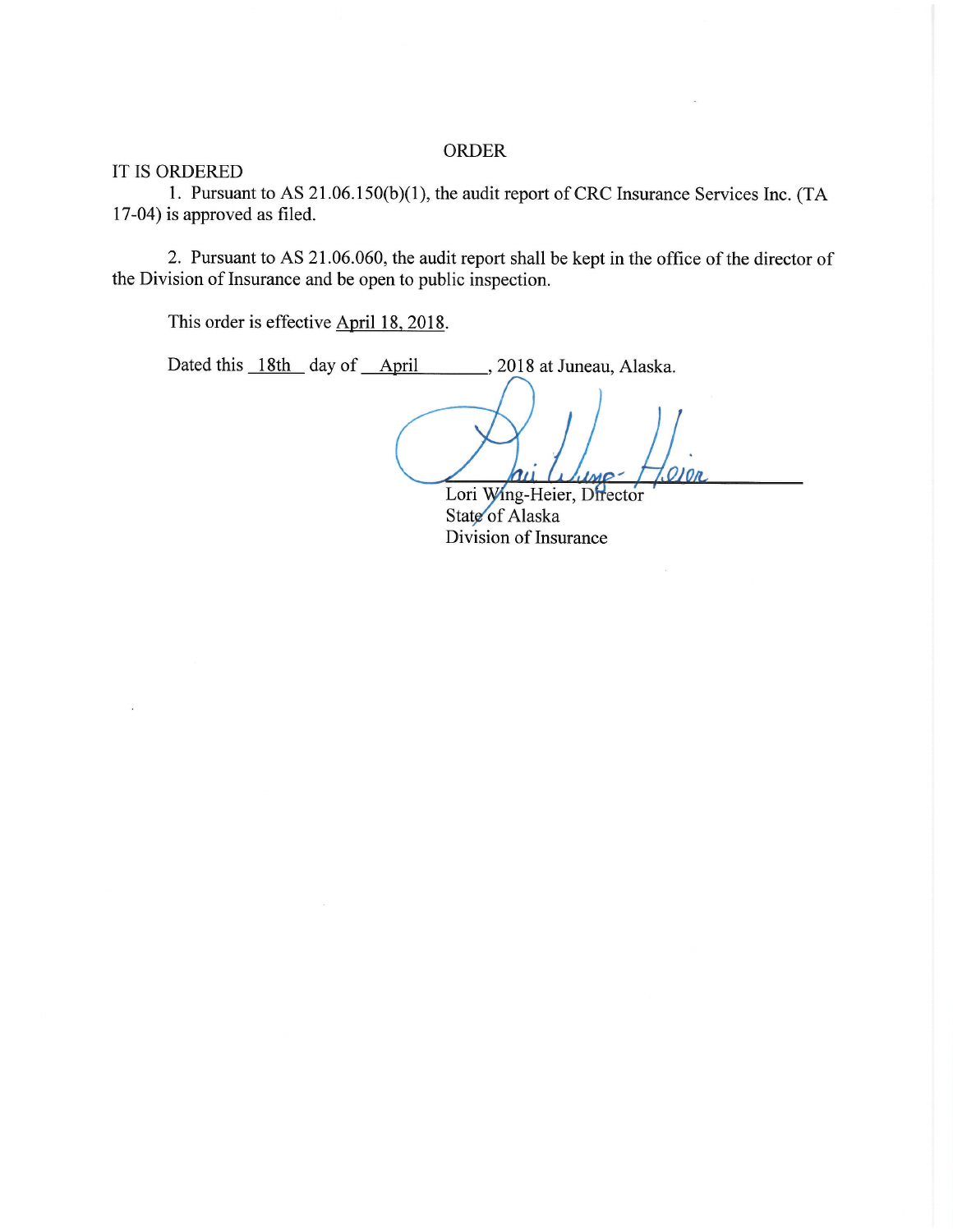# ORDER

IT IS ORDERED

1. Pursuant to AS 21.06.150(b)(1), the audit report of CRC Insurance Services Inc. (TA 17-04) is approved as filed.

2. Pursuant to AS 21.06.060, the audit report shall be kept in the office of the director of the Division of Insurance and be open to public inspection.

This order is effective April 18, 2018.

Dated this 18th day of April, 2018 at Juneau, Alaska.

Lori Wing-Heier, Director
State of Alaska
Division of Insurance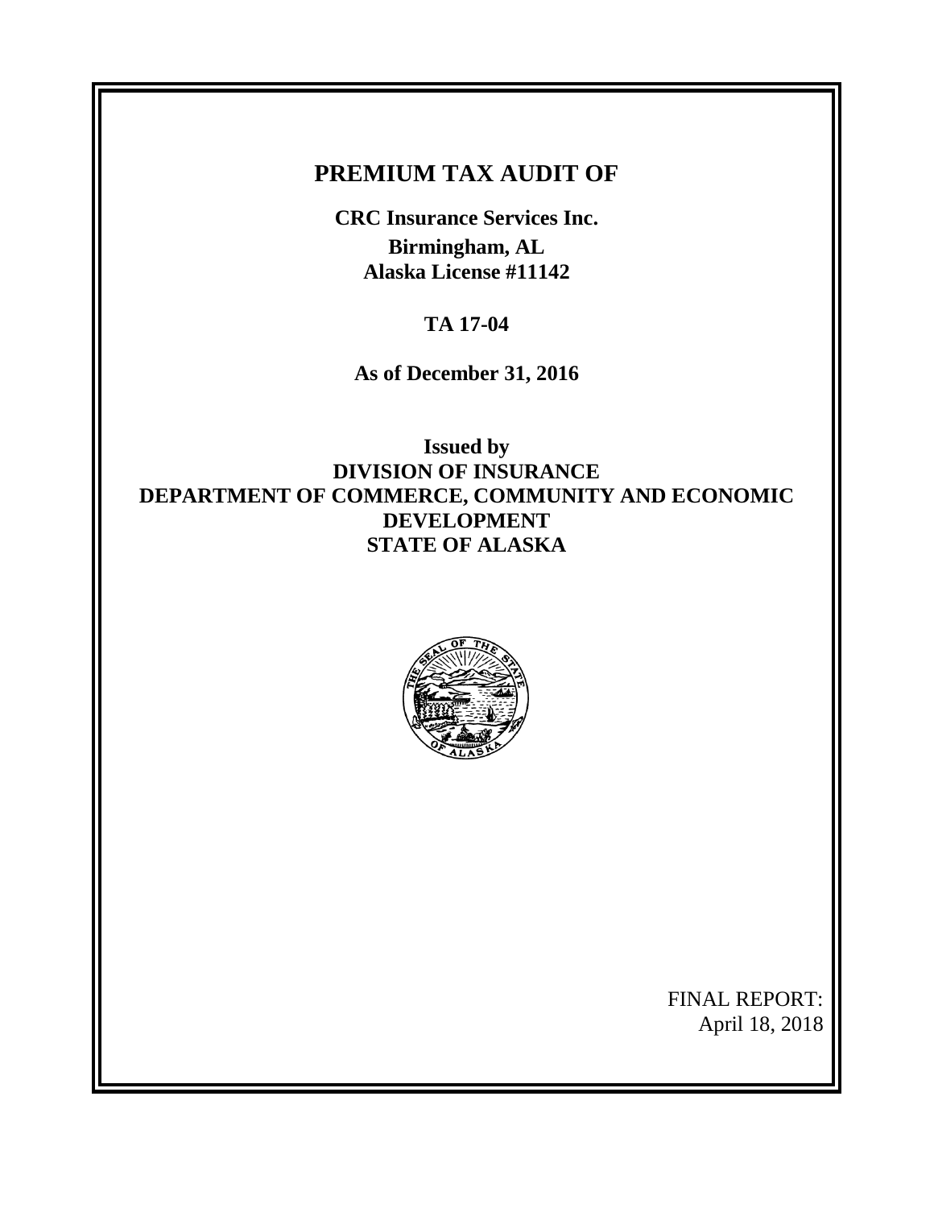# PREMIUM TAX AUDIT OF

**CRC Insurance Services Inc.**
**Birmingham, AL**
**Alaska License #11142**

**TA 17-04**

**As of December 31, 2016**

**Issued by**
**DIVISION OF INSURANCE**
**DEPARTMENT OF COMMERCE, COMMUNITY AND ECONOMIC DEVELOPMENT**
**STATE OF ALASKA**

FINAL REPORT:
April 18, 2018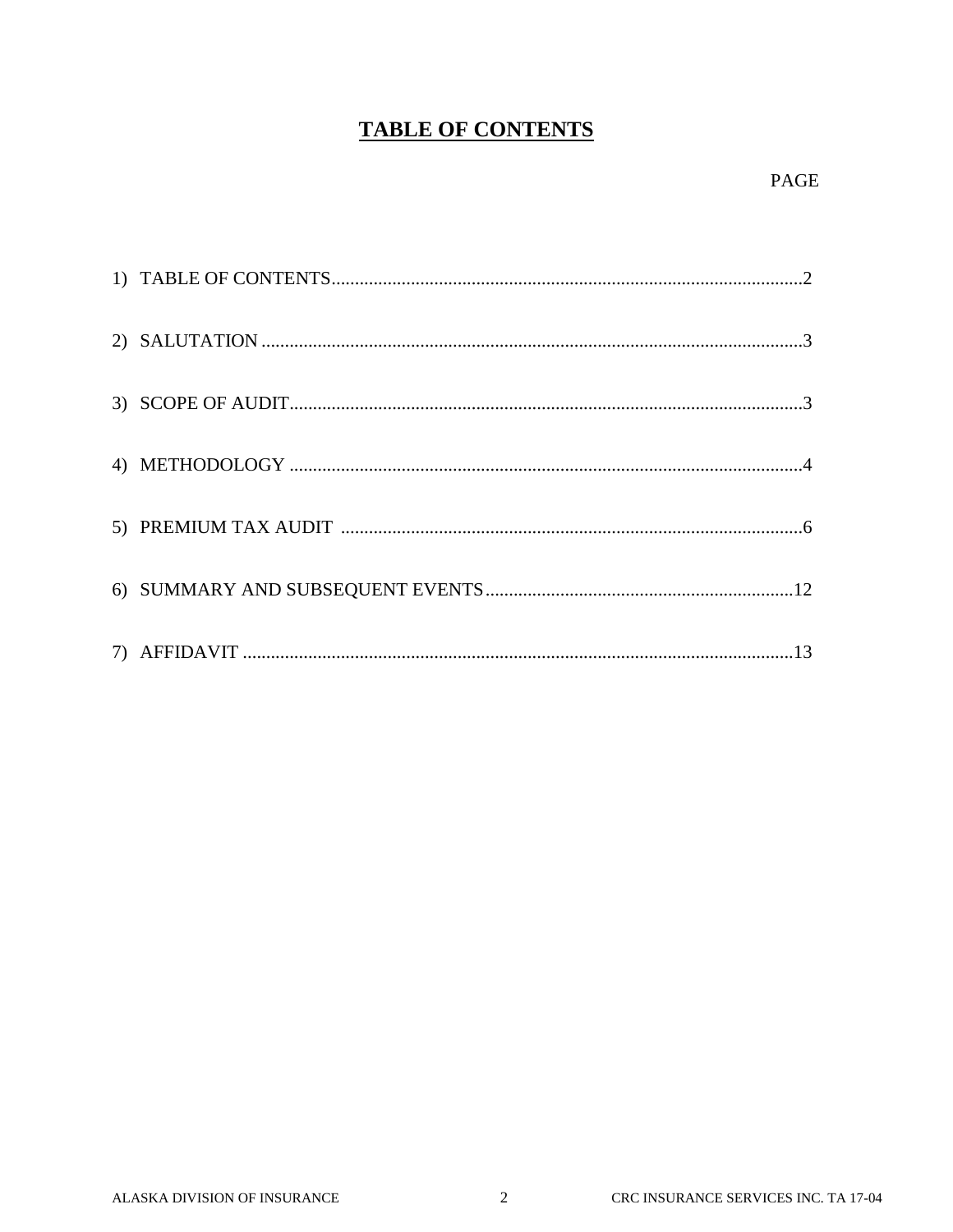# TABLE OF CONTENTS

PAGE

1) TABLE OF CONTENTS....................................................................................................2

2) SALUTATION ...................................................................................................................3

3) SCOPE OF AUDIT.............................................................................................................3

4) METHODOLOGY .............................................................................................................4

5) PREMIUM TAX AUDIT ..................................................................................................6

6) SUMMARY AND SUBSEQUENT EVENTS.................................................................12

7) AFFIDAVIT ....................................................................................................................13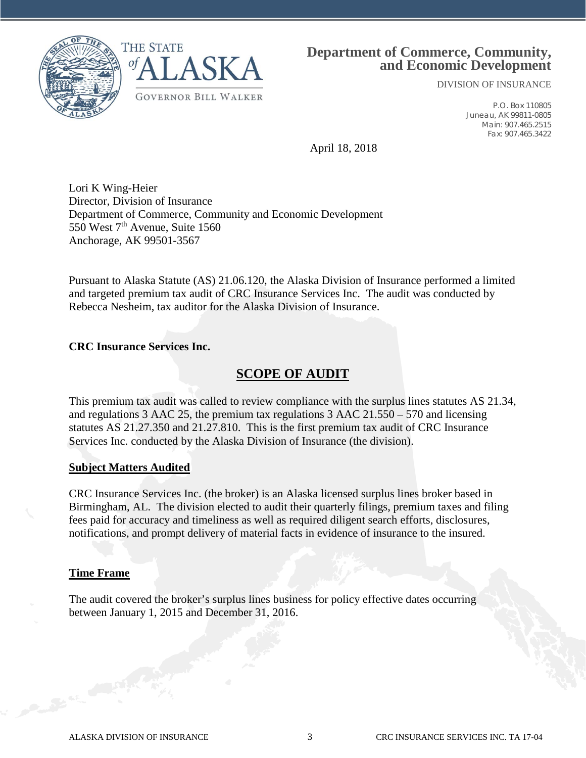**Department of Commerce, Community, and Economic Development**

DIVISION OF INSURANCE

P.O. Box 110805
Juneau, AK 99811-0805
Main: 907.465.2515
Fax: 907.465.3422

THE STATE of ALASKA

GOVERNOR BILL WALKER

April 18, 2018

Lori K Wing-Heier
Director, Division of Insurance
Department of Commerce, Community and Economic Development
550 West 7th Avenue, Suite 1560
Anchorage, AK 99501-3567

Pursuant to Alaska Statute (AS) 21.06.120, the Alaska Division of Insurance performed a limited and targeted premium tax audit of CRC Insurance Services Inc. The audit was conducted by Rebecca Nesheim, tax auditor for the Alaska Division of Insurance.

**CRC Insurance Services Inc.**

## SCOPE OF AUDIT

This premium tax audit was called to review compliance with the surplus lines statutes AS 21.34, and regulations 3 AAC 25, the premium tax regulations 3 AAC 21.550 – 570 and licensing statutes AS 21.27.350 and 21.27.810. This is the first premium tax audit of CRC Insurance Services Inc. conducted by the Alaska Division of Insurance (the division).

### Subject Matters Audited

CRC Insurance Services Inc. (the broker) is an Alaska licensed surplus lines broker based in Birmingham, AL. The division elected to audit their quarterly filings, premium taxes and filing fees paid for accuracy and timeliness as well as required diligent search efforts, disclosures, notifications, and prompt delivery of material facts in evidence of insurance to the insured.

### Time Frame

The audit covered the broker's surplus lines business for policy effective dates occurring between January 1, 2015 and December 31, 2016.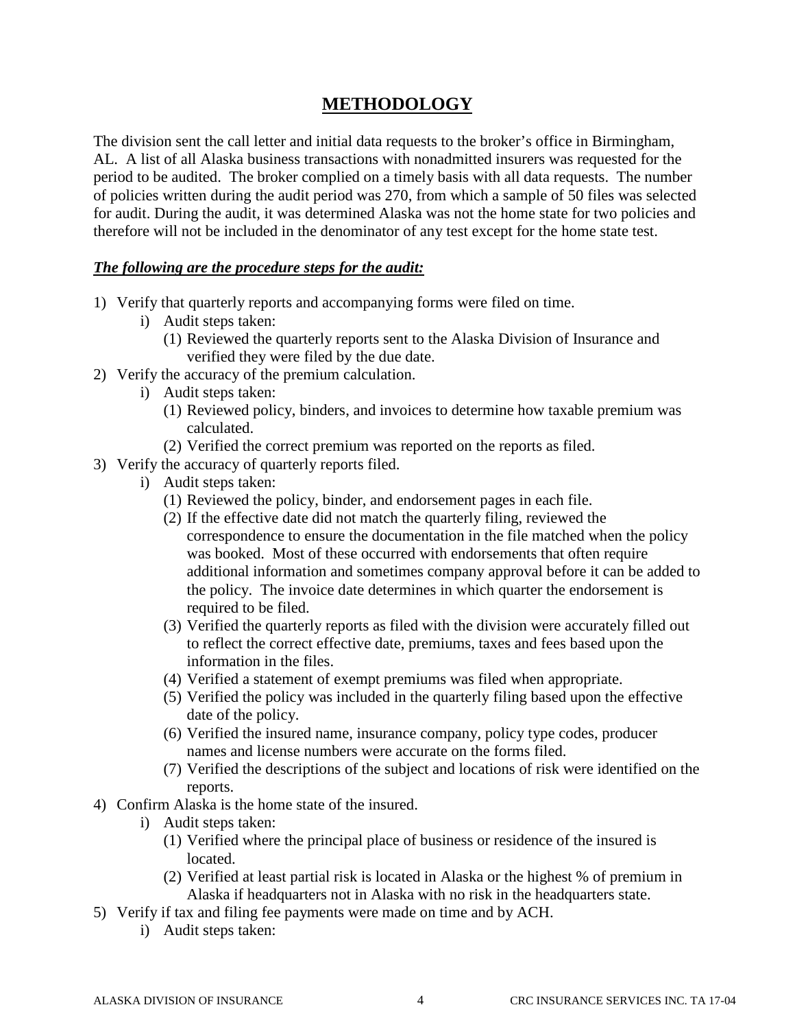# METHODOLOGY

The division sent the call letter and initial data requests to the broker's office in Birmingham, AL. A list of all Alaska business transactions with nonadmitted insurers was requested for the period to be audited. The broker complied on a timely basis with all data requests. The number of policies written during the audit period was 270, from which a sample of 50 files was selected for audit. During the audit, it was determined Alaska was not the home state for two policies and therefore will not be included in the denominator of any test except for the home state test.

***The following are the procedure steps for the audit:***

1) Verify that quarterly reports and accompanying forms were filed on time.
   - i) Audit steps taken:
     - (1) Reviewed the quarterly reports sent to the Alaska Division of Insurance and verified they were filed by the due date.
2) Verify the accuracy of the premium calculation.
   - i) Audit steps taken:
     - (1) Reviewed policy, binders, and invoices to determine how taxable premium was calculated.
     - (2) Verified the correct premium was reported on the reports as filed.
3) Verify the accuracy of quarterly reports filed.
   - i) Audit steps taken:
     - (1) Reviewed the policy, binder, and endorsement pages in each file.
     - (2) If the effective date did not match the quarterly filing, reviewed the correspondence to ensure the documentation in the file matched when the policy was booked. Most of these occurred with endorsements that often require additional information and sometimes company approval before it can be added to the policy. The invoice date determines in which quarter the endorsement is required to be filed.
     - (3) Verified the quarterly reports as filed with the division were accurately filled out to reflect the correct effective date, premiums, taxes and fees based upon the information in the files.
     - (4) Verified a statement of exempt premiums was filed when appropriate.
     - (5) Verified the policy was included in the quarterly filing based upon the effective date of the policy.
     - (6) Verified the insured name, insurance company, policy type codes, producer names and license numbers were accurate on the forms filed.
     - (7) Verified the descriptions of the subject and locations of risk were identified on the reports.
4) Confirm Alaska is the home state of the insured.
   - i) Audit steps taken:
     - (1) Verified where the principal place of business or residence of the insured is located.
     - (2) Verified at least partial risk is located in Alaska or the highest % of premium in Alaska if headquarters not in Alaska with no risk in the headquarters state.
5) Verify if tax and filing fee payments were made on time and by ACH.
   - i) Audit steps taken: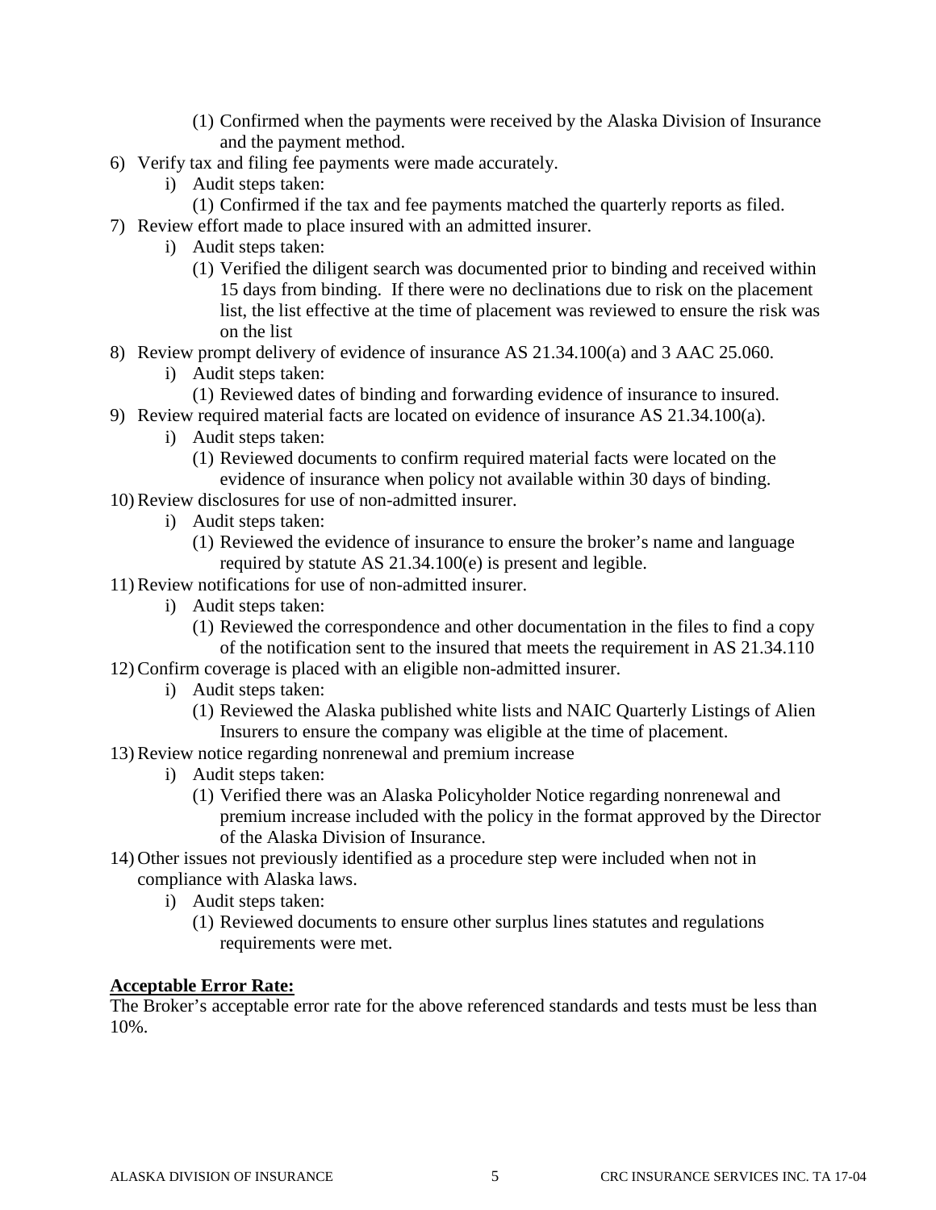(1) Confirmed when the payments were received by the Alaska Division of Insurance and the payment method.

6) Verify tax and filing fee payments were made accurately.
    i) Audit steps taken:
        (1) Confirmed if the tax and fee payments matched the quarterly reports as filed.
7) Review effort made to place insured with an admitted insurer.
    i) Audit steps taken:
        (1) Verified the diligent search was documented prior to binding and received within 15 days from binding. If there were no declinations due to risk on the placement list, the list effective at the time of placement was reviewed to ensure the risk was on the list
8) Review prompt delivery of evidence of insurance AS 21.34.100(a) and 3 AAC 25.060.
    i) Audit steps taken:
        (1) Reviewed dates of binding and forwarding evidence of insurance to insured.
9) Review required material facts are located on evidence of insurance AS 21.34.100(a).
    i) Audit steps taken:
        (1) Reviewed documents to confirm required material facts were located on the evidence of insurance when policy not available within 30 days of binding.
10) Review disclosures for use of non-admitted insurer.
    i) Audit steps taken:
        (1) Reviewed the evidence of insurance to ensure the broker's name and language required by statute AS 21.34.100(e) is present and legible.
11) Review notifications for use of non-admitted insurer.
    i) Audit steps taken:
        (1) Reviewed the correspondence and other documentation in the files to find a copy of the notification sent to the insured that meets the requirement in AS 21.34.110
12) Confirm coverage is placed with an eligible non-admitted insurer.
    i) Audit steps taken:
        (1) Reviewed the Alaska published white lists and NAIC Quarterly Listings of Alien Insurers to ensure the company was eligible at the time of placement.
13) Review notice regarding nonrenewal and premium increase
    i) Audit steps taken:
        (1) Verified there was an Alaska Policyholder Notice regarding nonrenewal and premium increase included with the policy in the format approved by the Director of the Alaska Division of Insurance.
14) Other issues not previously identified as a procedure step were included when not in compliance with Alaska laws.
    i) Audit steps taken:
        (1) Reviewed documents to ensure other surplus lines statutes and regulations requirements were met.

**Acceptable Error Rate:**

The Broker's acceptable error rate for the above referenced standards and tests must be less than 10%.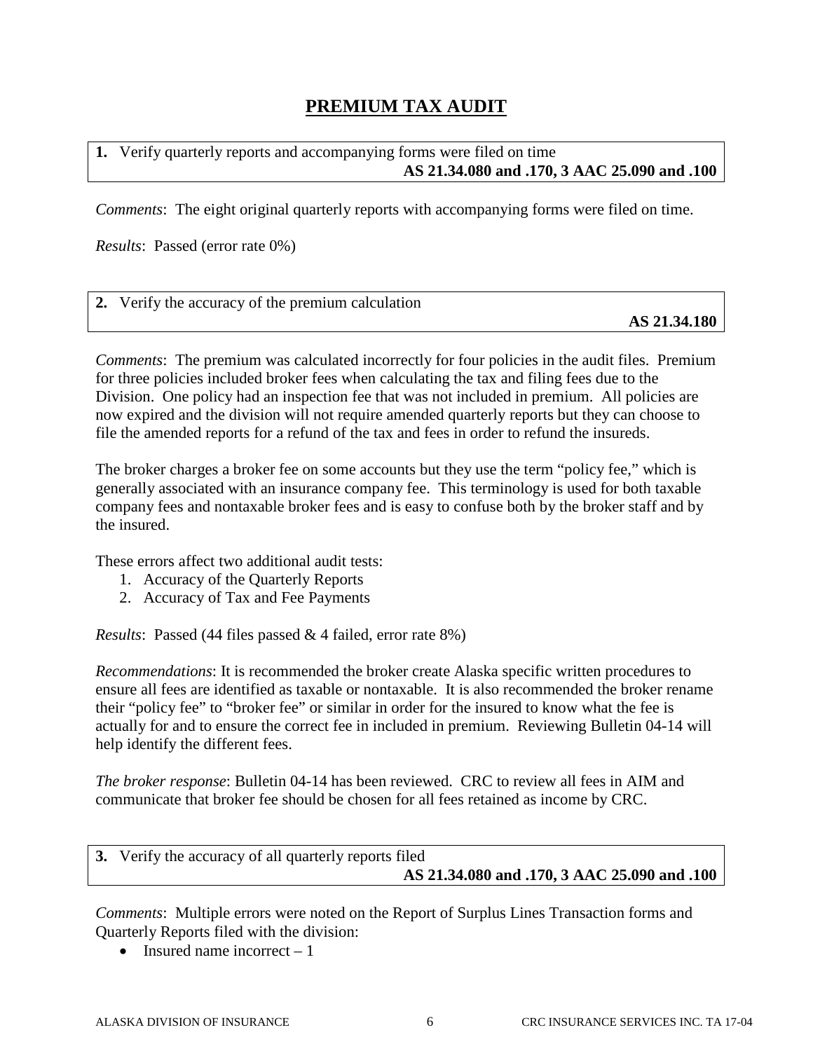# PREMIUM TAX AUDIT

**1.** Verify quarterly reports and accompanying forms were filed on time
**AS 21.34.080 and .170, 3 AAC 25.090 and .100**

*Comments*: The eight original quarterly reports with accompanying forms were filed on time.

*Results*: Passed (error rate 0%)

**2.** Verify the accuracy of the premium calculation
**AS 21.34.180**

*Comments*: The premium was calculated incorrectly for four policies in the audit files. Premium for three policies included broker fees when calculating the tax and filing fees due to the Division. One policy had an inspection fee that was not included in premium. All policies are now expired and the division will not require amended quarterly reports but they can choose to file the amended reports for a refund of the tax and fees in order to refund the insureds.

The broker charges a broker fee on some accounts but they use the term "policy fee," which is generally associated with an insurance company fee. This terminology is used for both taxable company fees and nontaxable broker fees and is easy to confuse both by the broker staff and by the insured.

These errors affect two additional audit tests:

1. Accuracy of the Quarterly Reports
2. Accuracy of Tax and Fee Payments

*Results*: Passed (44 files passed & 4 failed, error rate 8%)

*Recommendations*: It is recommended the broker create Alaska specific written procedures to ensure all fees are identified as taxable or nontaxable. It is also recommended the broker rename their "policy fee" to "broker fee" or similar in order for the insured to know what the fee is actually for and to ensure the correct fee in included in premium. Reviewing Bulletin 04-14 will help identify the different fees.

*The broker response*: Bulletin 04-14 has been reviewed. CRC to review all fees in AIM and communicate that broker fee should be chosen for all fees retained as income by CRC.

**3.** Verify the accuracy of all quarterly reports filed
**AS 21.34.080 and .170, 3 AAC 25.090 and .100**

*Comments*: Multiple errors were noted on the Report of Surplus Lines Transaction forms and Quarterly Reports filed with the division:

- Insured name incorrect – 1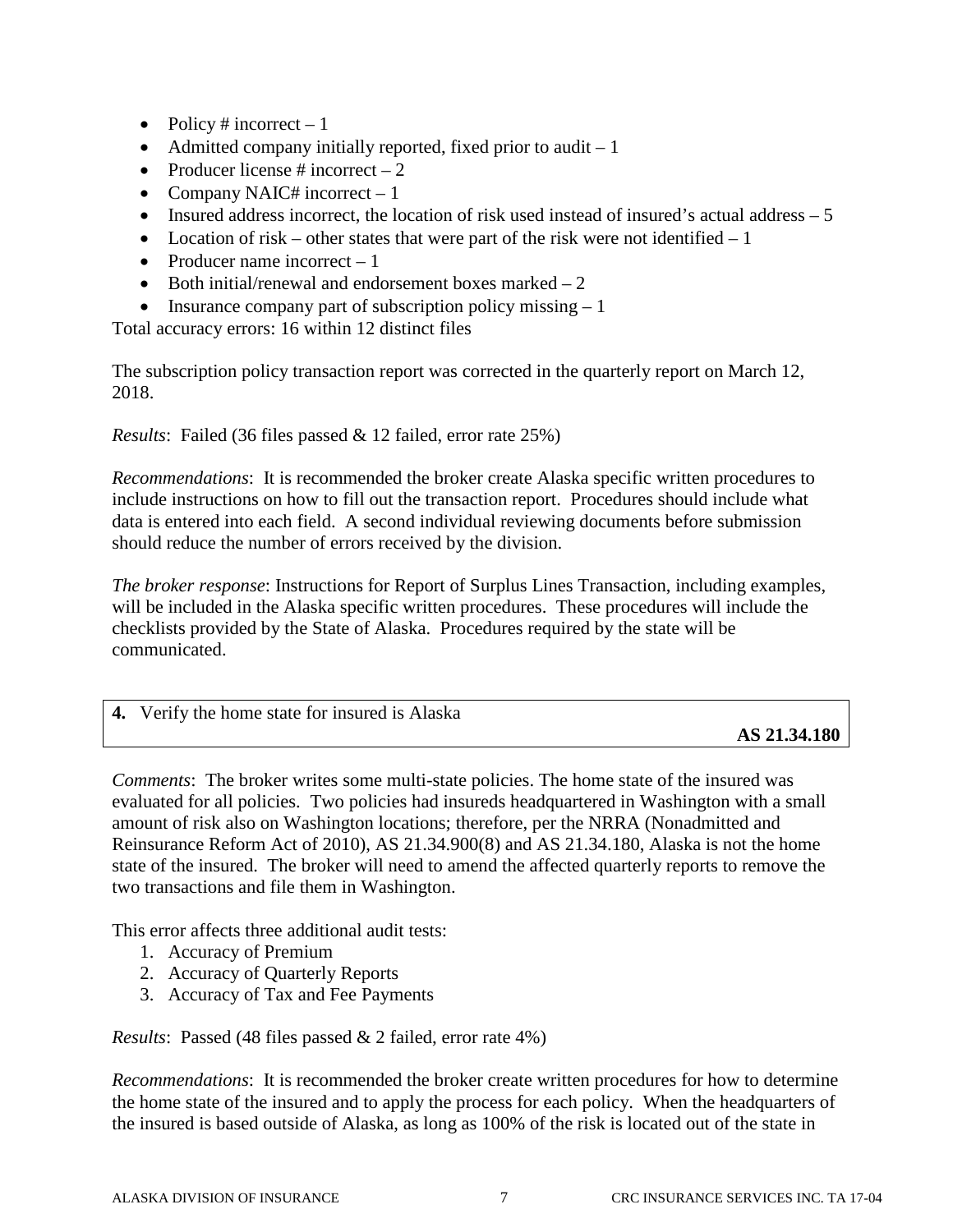- Policy # incorrect – 1
- Admitted company initially reported, fixed prior to audit – 1
- Producer license # incorrect – 2
- Company NAIC# incorrect – 1
- Insured address incorrect, the location of risk used instead of insured's actual address – 5
- Location of risk – other states that were part of the risk were not identified – 1
- Producer name incorrect – 1
- Both initial/renewal and endorsement boxes marked – 2
- Insurance company part of subscription policy missing – 1

Total accuracy errors: 16 within 12 distinct files

The subscription policy transaction report was corrected in the quarterly report on March 12, 2018.

*Results*: Failed (36 files passed & 12 failed, error rate 25%)

*Recommendations*: It is recommended the broker create Alaska specific written procedures to include instructions on how to fill out the transaction report. Procedures should include what data is entered into each field. A second individual reviewing documents before submission should reduce the number of errors received by the division.

*The broker response*: Instructions for Report of Surplus Lines Transaction, including examples, will be included in the Alaska specific written procedures. These procedures will include the checklists provided by the State of Alaska. Procedures required by the state will be communicated.

| **4.** Verify the home state for insured is Alaska | **AS 21.34.180** |
|---|---|

*Comments*: The broker writes some multi-state policies. The home state of the insured was evaluated for all policies. Two policies had insureds headquartered in Washington with a small amount of risk also on Washington locations; therefore, per the NRRA (Nonadmitted and Reinsurance Reform Act of 2010), AS 21.34.900(8) and AS 21.34.180, Alaska is not the home state of the insured. The broker will need to amend the affected quarterly reports to remove the two transactions and file them in Washington.

This error affects three additional audit tests:

1. Accuracy of Premium
2. Accuracy of Quarterly Reports
3. Accuracy of Tax and Fee Payments

*Results*: Passed (48 files passed & 2 failed, error rate 4%)

*Recommendations*: It is recommended the broker create written procedures for how to determine the home state of the insured and to apply the process for each policy. When the headquarters of the insured is based outside of Alaska, as long as 100% of the risk is located out of the state in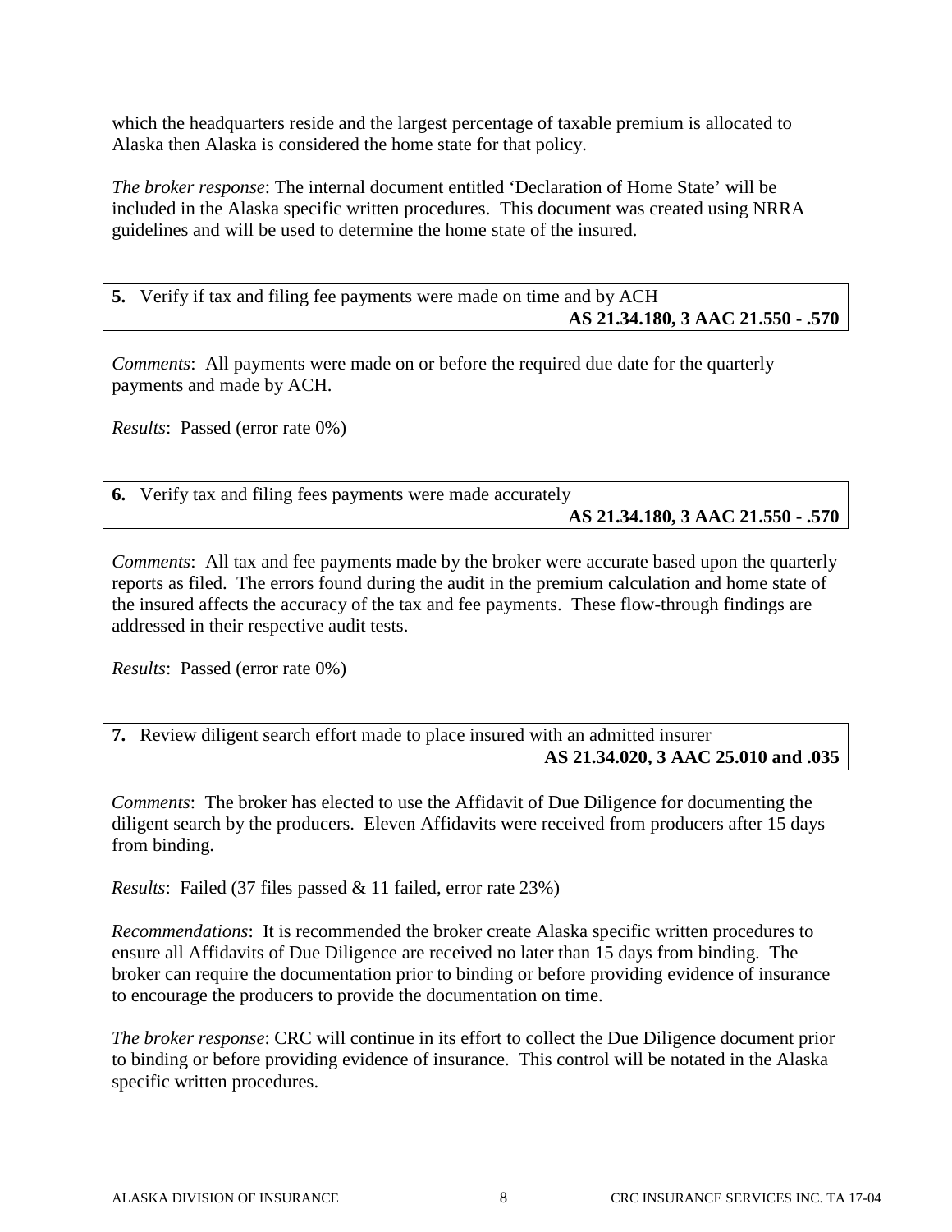which the headquarters reside and the largest percentage of taxable premium is allocated to Alaska then Alaska is considered the home state for that policy.

*The broker response*: The internal document entitled 'Declaration of Home State' will be included in the Alaska specific written procedures. This document was created using NRRA guidelines and will be used to determine the home state of the insured.

| **5.** Verify if tax and filing fee payments were made on time and by ACH **AS 21.34.180, 3 AAC 21.550 - .570** |
|---|

*Comments*: All payments were made on or before the required due date for the quarterly payments and made by ACH.

*Results*: Passed (error rate 0%)

| **6.** Verify tax and filing fees payments were made accurately **AS 21.34.180, 3 AAC 21.550 - .570** |
|---|

*Comments*: All tax and fee payments made by the broker were accurate based upon the quarterly reports as filed. The errors found during the audit in the premium calculation and home state of the insured affects the accuracy of the tax and fee payments. These flow-through findings are addressed in their respective audit tests.

*Results*: Passed (error rate 0%)

| **7.** Review diligent search effort made to place insured with an admitted insurer **AS 21.34.020, 3 AAC 25.010 and .035** |
|---|

*Comments*: The broker has elected to use the Affidavit of Due Diligence for documenting the diligent search by the producers. Eleven Affidavits were received from producers after 15 days from binding.

*Results*: Failed (37 files passed & 11 failed, error rate 23%)

*Recommendations*: It is recommended the broker create Alaska specific written procedures to ensure all Affidavits of Due Diligence are received no later than 15 days from binding. The broker can require the documentation prior to binding or before providing evidence of insurance to encourage the producers to provide the documentation on time.

*The broker response*: CRC will continue in its effort to collect the Due Diligence document prior to binding or before providing evidence of insurance. This control will be notated in the Alaska specific written procedures.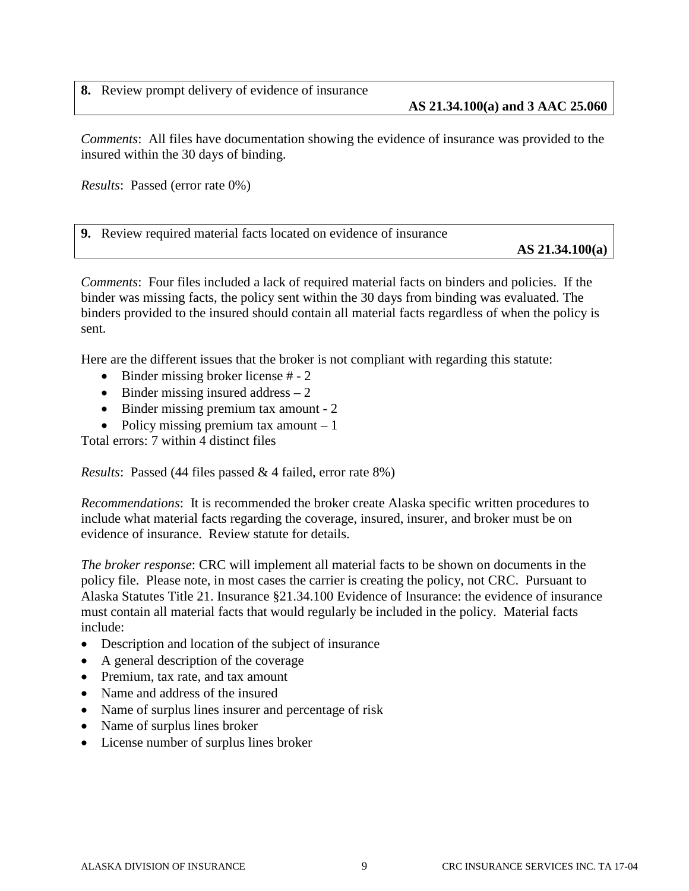**8.** Review prompt delivery of evidence of insurance

**AS 21.34.100(a) and 3 AAC 25.060**

*Comments*: All files have documentation showing the evidence of insurance was provided to the insured within the 30 days of binding.

*Results*: Passed (error rate 0%)

**9.** Review required material facts located on evidence of insurance

**AS 21.34.100(a)**

*Comments*: Four files included a lack of required material facts on binders and policies. If the binder was missing facts, the policy sent within the 30 days from binding was evaluated. The binders provided to the insured should contain all material facts regardless of when the policy is sent.

Here are the different issues that the broker is not compliant with regarding this statute:

- Binder missing broker license # - 2
- Binder missing insured address – 2
- Binder missing premium tax amount - 2
- Policy missing premium tax amount – 1

Total errors: 7 within 4 distinct files

*Results*: Passed (44 files passed & 4 failed, error rate 8%)

*Recommendations*: It is recommended the broker create Alaska specific written procedures to include what material facts regarding the coverage, insured, insurer, and broker must be on evidence of insurance. Review statute for details.

*The broker response*: CRC will implement all material facts to be shown on documents in the policy file. Please note, in most cases the carrier is creating the policy, not CRC. Pursuant to Alaska Statutes Title 21. Insurance §21.34.100 Evidence of Insurance: the evidence of insurance must contain all material facts that would regularly be included in the policy. Material facts include:

- Description and location of the subject of insurance
- A general description of the coverage
- Premium, tax rate, and tax amount
- Name and address of the insured
- Name of surplus lines insurer and percentage of risk
- Name of surplus lines broker
- License number of surplus lines broker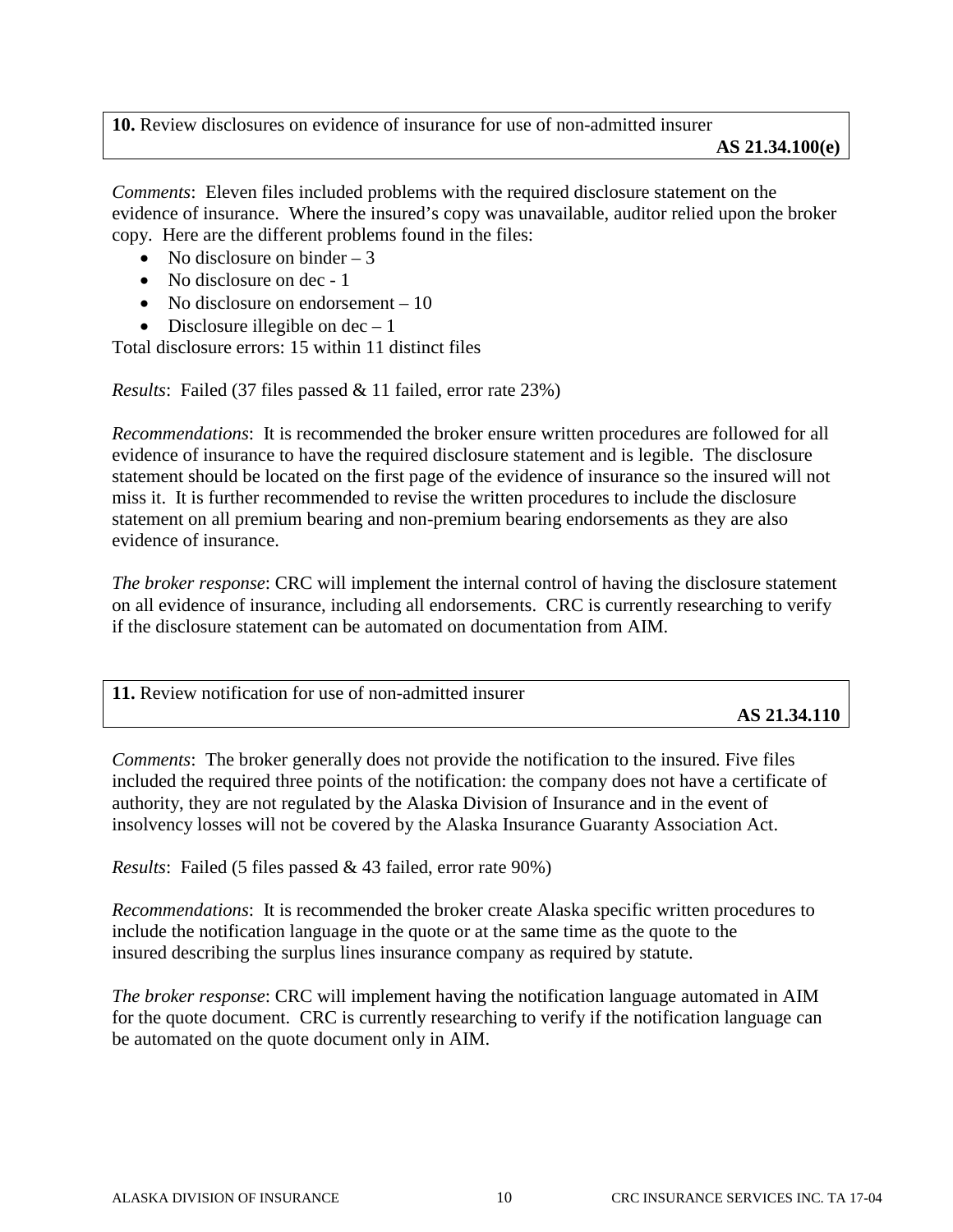**10.** Review disclosures on evidence of insurance for use of non-admitted insurer

**AS 21.34.100(e)**

*Comments*: Eleven files included problems with the required disclosure statement on the evidence of insurance. Where the insured's copy was unavailable, auditor relied upon the broker copy. Here are the different problems found in the files:

- No disclosure on binder – 3
- No disclosure on dec - 1
- No disclosure on endorsement – 10
- Disclosure illegible on dec – 1

Total disclosure errors: 15 within 11 distinct files

*Results*: Failed (37 files passed & 11 failed, error rate 23%)

*Recommendations*: It is recommended the broker ensure written procedures are followed for all evidence of insurance to have the required disclosure statement and is legible. The disclosure statement should be located on the first page of the evidence of insurance so the insured will not miss it. It is further recommended to revise the written procedures to include the disclosure statement on all premium bearing and non-premium bearing endorsements as they are also evidence of insurance.

*The broker response*: CRC will implement the internal control of having the disclosure statement on all evidence of insurance, including all endorsements. CRC is currently researching to verify if the disclosure statement can be automated on documentation from AIM.

**11.** Review notification for use of non-admitted insurer

**AS 21.34.110**

*Comments*: The broker generally does not provide the notification to the insured. Five files included the required three points of the notification: the company does not have a certificate of authority, they are not regulated by the Alaska Division of Insurance and in the event of insolvency losses will not be covered by the Alaska Insurance Guaranty Association Act.

*Results*: Failed (5 files passed & 43 failed, error rate 90%)

*Recommendations*: It is recommended the broker create Alaska specific written procedures to include the notification language in the quote or at the same time as the quote to the insured describing the surplus lines insurance company as required by statute.

*The broker response*: CRC will implement having the notification language automated in AIM for the quote document. CRC is currently researching to verify if the notification language can be automated on the quote document only in AIM.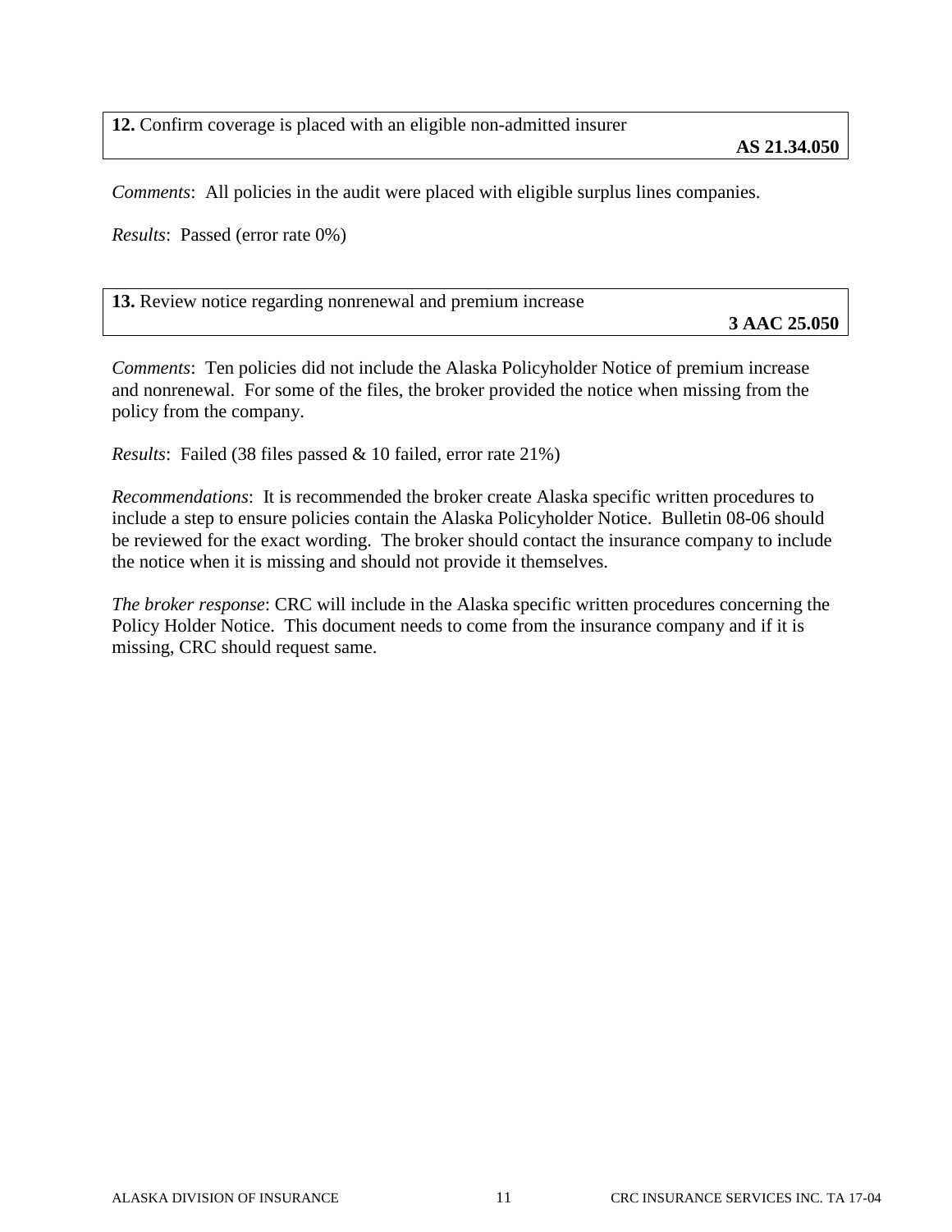**12.** Confirm coverage is placed with an eligible non-admitted insurer **AS 21.34.050**

*Comments*: All policies in the audit were placed with eligible surplus lines companies.

*Results*: Passed (error rate 0%)

**13.** Review notice regarding nonrenewal and premium increase **3 AAC 25.050**

*Comments*: Ten policies did not include the Alaska Policyholder Notice of premium increase and nonrenewal. For some of the files, the broker provided the notice when missing from the policy from the company.

*Results*: Failed (38 files passed & 10 failed, error rate 21%)

*Recommendations*: It is recommended the broker create Alaska specific written procedures to include a step to ensure policies contain the Alaska Policyholder Notice. Bulletin 08-06 should be reviewed for the exact wording. The broker should contact the insurance company to include the notice when it is missing and should not provide it themselves.

*The broker response*: CRC will include in the Alaska specific written procedures concerning the Policy Holder Notice. This document needs to come from the insurance company and if it is missing, CRC should request same.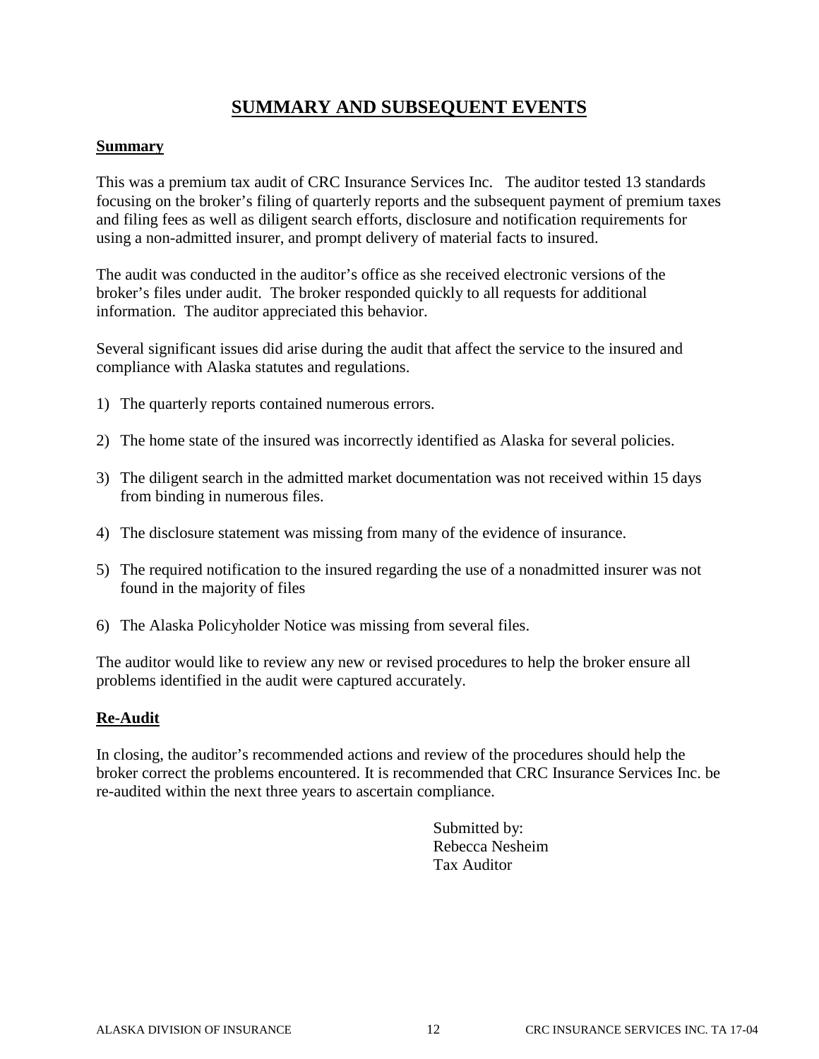# SUMMARY AND SUBSEQUENT EVENTS

## Summary

This was a premium tax audit of CRC Insurance Services Inc. The auditor tested 13 standards focusing on the broker's filing of quarterly reports and the subsequent payment of premium taxes and filing fees as well as diligent search efforts, disclosure and notification requirements for using a non-admitted insurer, and prompt delivery of material facts to insured.

The audit was conducted in the auditor's office as she received electronic versions of the broker's files under audit. The broker responded quickly to all requests for additional information. The auditor appreciated this behavior.

Several significant issues did arise during the audit that affect the service to the insured and compliance with Alaska statutes and regulations.

1) The quarterly reports contained numerous errors.

2) The home state of the insured was incorrectly identified as Alaska for several policies.

3) The diligent search in the admitted market documentation was not received within 15 days from binding in numerous files.

4) The disclosure statement was missing from many of the evidence of insurance.

5) The required notification to the insured regarding the use of a nonadmitted insurer was not found in the majority of files

6) The Alaska Policyholder Notice was missing from several files.

The auditor would like to review any new or revised procedures to help the broker ensure all problems identified in the audit were captured accurately.

## Re-Audit

In closing, the auditor's recommended actions and review of the procedures should help the broker correct the problems encountered. It is recommended that CRC Insurance Services Inc. be re-audited within the next three years to ascertain compliance.

Submitted by:
Rebecca Nesheim
Tax Auditor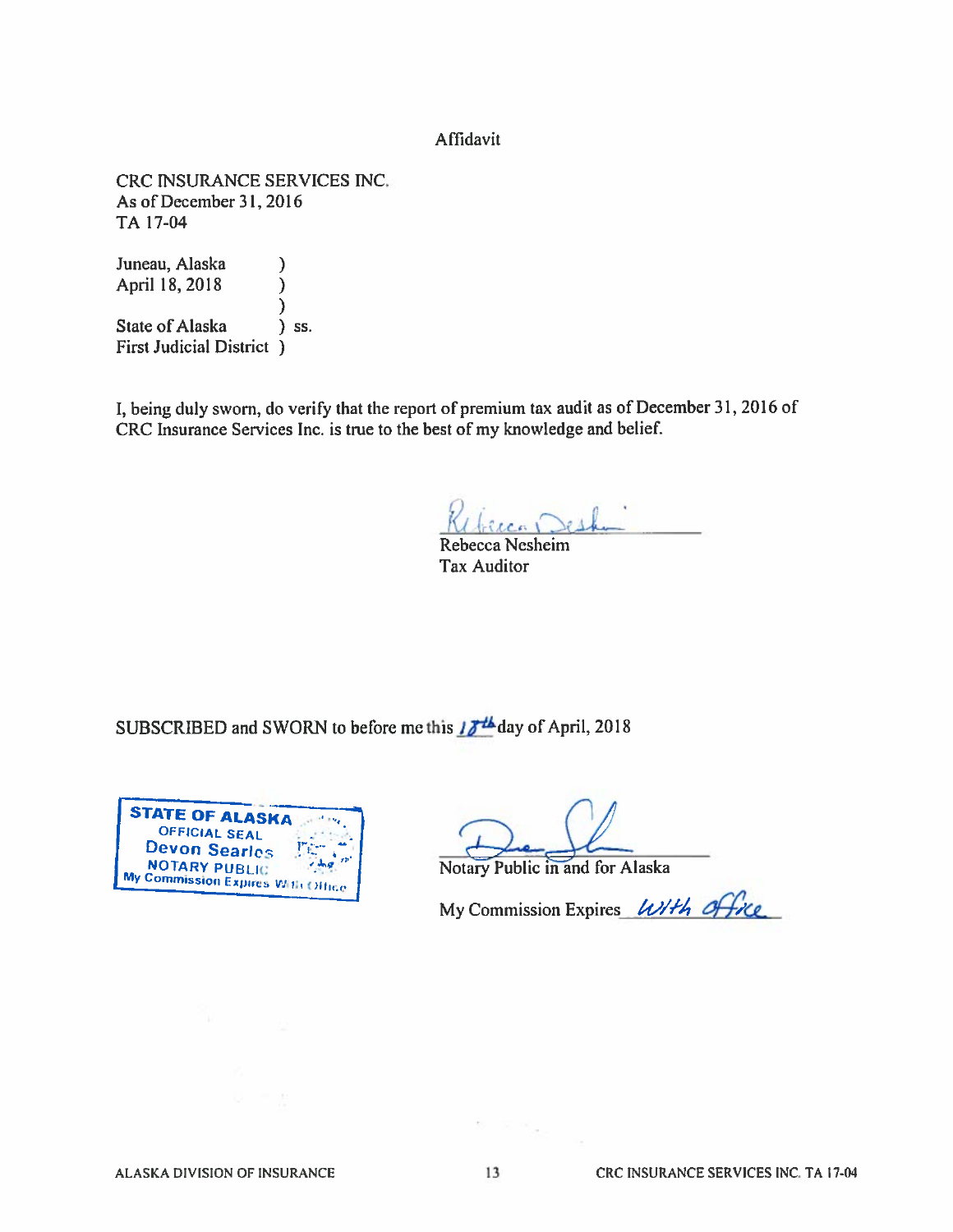# Affidavit

CRC INSURANCE SERVICES INC.
As of December 31, 2016
TA 17-04

Juneau, Alaska )
April 18, 2018 )
)
State of Alaska ) ss.
First Judicial District )

I, being duly sworn, do verify that the report of premium tax audit as of December 31, 2016 of CRC Insurance Services Inc. is true to the best of my knowledge and belief.

Rebecca Nesheim
Tax Auditor

SUBSCRIBED and SWORN to before me this 18th day of April, 2018

STATE OF ALASKA
OFFICIAL SEAL
Devon Searles
NOTARY PUBLIC
My Commission Expires With Office

Notary Public in and for Alaska

My Commission Expires With office